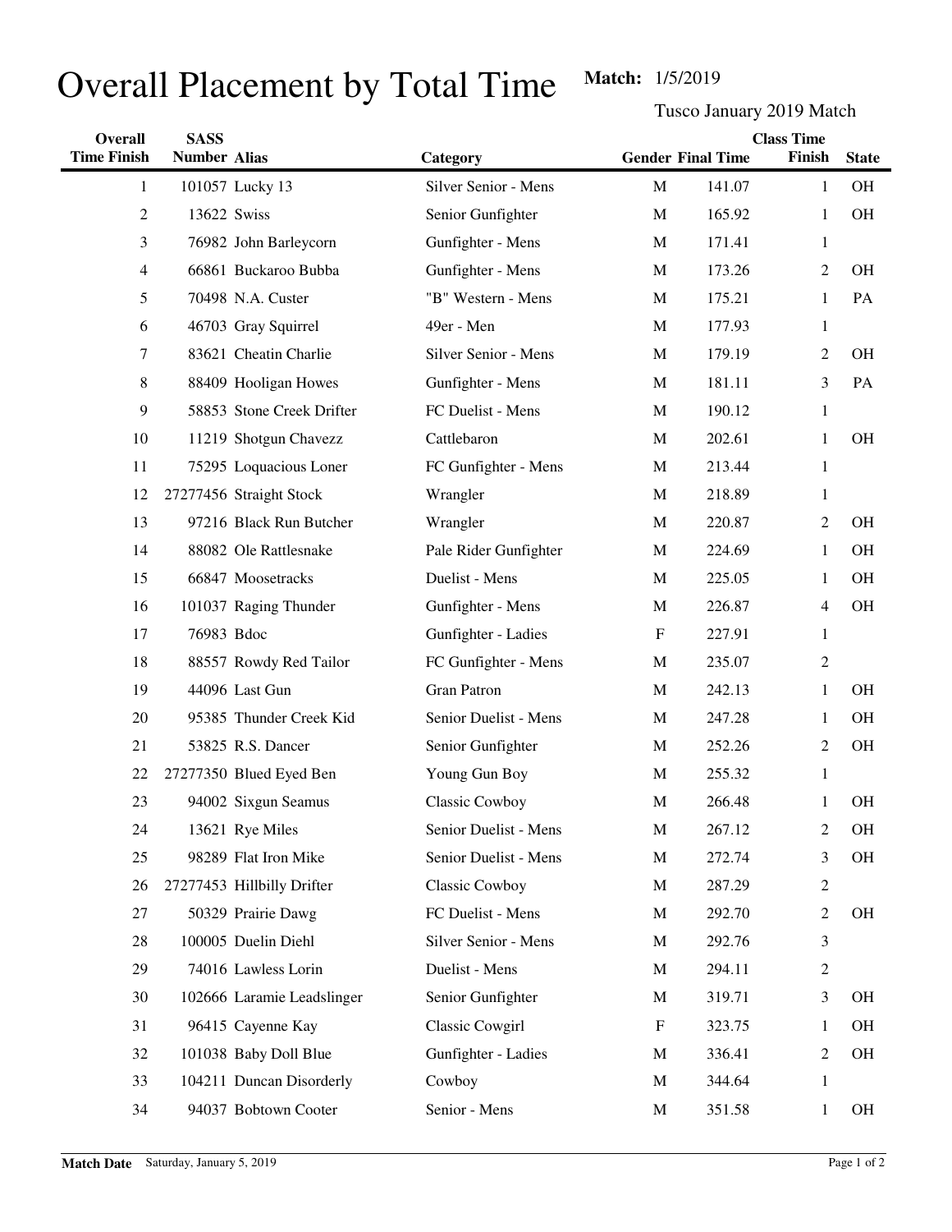# Overall Placement by Total Time

**Match:** 1/5/2019

Tusco January 2019 Match

| Overall Time Finish | SASS Number | Alias | Category | Gender | Final Time | Class Time Finish | State |
|---|---|---|---|---|---|---|---|
| 1 | 101057 | Lucky 13 | Silver Senior - Mens | M | 141.07 | 1 | OH |
| 2 | 13622 | Swiss | Senior Gunfighter | M | 165.92 | 1 | OH |
| 3 | 76982 | John Barleycorn | Gunfighter - Mens | M | 171.41 | 1 | |
| 4 | 66861 | Buckaroo Bubba | Gunfighter - Mens | M | 173.26 | 2 | OH |
| 5 | 70498 | N.A. Custer | "B" Western - Mens | M | 175.21 | 1 | PA |
| 6 | 46703 | Gray Squirrel | 49er - Men | M | 177.93 | 1 | |
| 7 | 83621 | Cheatin Charlie | Silver Senior - Mens | M | 179.19 | 2 | OH |
| 8 | 88409 | Hooligan Howes | Gunfighter - Mens | M | 181.11 | 3 | PA |
| 9 | 58853 | Stone Creek Drifter | FC Duelist - Mens | M | 190.12 | 1 | |
| 10 | 11219 | Shotgun Chavezz | Cattlebaron | M | 202.61 | 1 | OH |
| 11 | 75295 | Loquacious Loner | FC Gunfighter - Mens | M | 213.44 | 1 | |
| 12 | 27277456 | Straight Stock | Wrangler | M | 218.89 | 1 | |
| 13 | 97216 | Black Run Butcher | Wrangler | M | 220.87 | 2 | OH |
| 14 | 88082 | Ole Rattlesnake | Pale Rider Gunfighter | M | 224.69 | 1 | OH |
| 15 | 66847 | Moosetracks | Duelist - Mens | M | 225.05 | 1 | OH |
| 16 | 101037 | Raging Thunder | Gunfighter - Mens | M | 226.87 | 4 | OH |
| 17 | 76983 | Bdoc | Gunfighter - Ladies | F | 227.91 | 1 | |
| 18 | 88557 | Rowdy Red Tailor | FC Gunfighter - Mens | M | 235.07 | 2 | |
| 19 | 44096 | Last Gun | Gran Patron | M | 242.13 | 1 | OH |
| 20 | 95385 | Thunder Creek Kid | Senior Duelist - Mens | M | 247.28 | 1 | OH |
| 21 | 53825 | R.S. Dancer | Senior Gunfighter | M | 252.26 | 2 | OH |
| 22 | 27277350 | Blued Eyed Ben | Young Gun Boy | M | 255.32 | 1 | |
| 23 | 94002 | Sixgun Seamus | Classic Cowboy | M | 266.48 | 1 | OH |
| 24 | 13621 | Rye Miles | Senior Duelist - Mens | M | 267.12 | 2 | OH |
| 25 | 98289 | Flat Iron Mike | Senior Duelist - Mens | M | 272.74 | 3 | OH |
| 26 | 27277453 | Hillbilly Drifter | Classic Cowboy | M | 287.29 | 2 | |
| 27 | 50329 | Prairie Dawg | FC Duelist - Mens | M | 292.70 | 2 | OH |
| 28 | 100005 | Duelin Diehl | Silver Senior - Mens | M | 292.76 | 3 | |
| 29 | 74016 | Lawless Lorin | Duelist - Mens | M | 294.11 | 2 | |
| 30 | 102666 | Laramie Leadslinger | Senior Gunfighter | M | 319.71 | 3 | OH |
| 31 | 96415 | Cayenne Kay | Classic Cowgirl | F | 323.75 | 1 | OH |
| 32 | 101038 | Baby Doll Blue | Gunfighter - Ladies | M | 336.41 | 2 | OH |
| 33 | 104211 | Duncan Disorderly | Cowboy | M | 344.64 | 1 | |
| 34 | 94037 | Bobtown Cooter | Senior - Mens | M | 351.58 | 1 | OH |

**Match Date** Saturday, January 5, 2019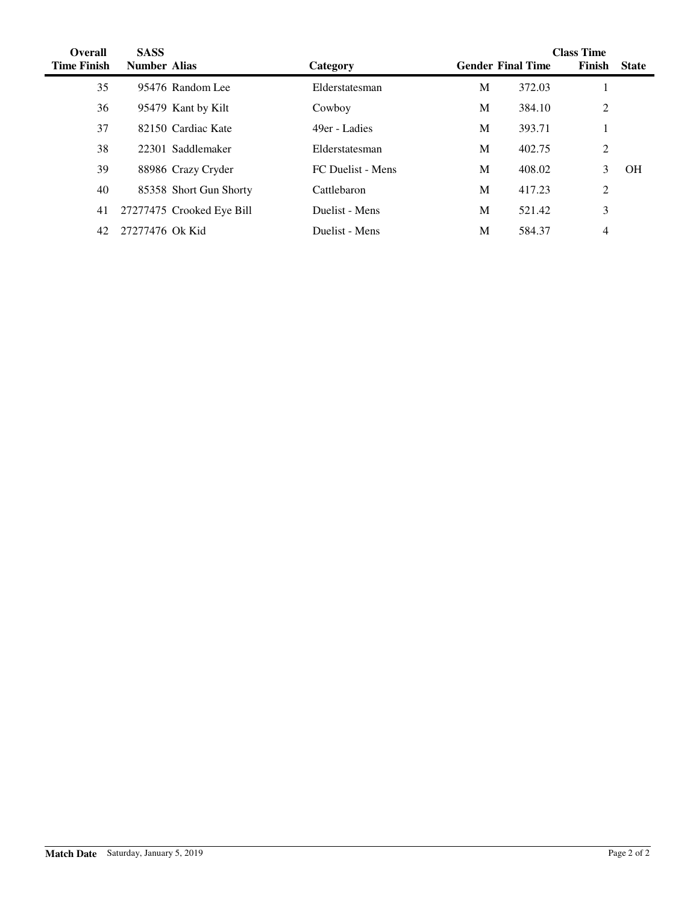| Overall Time Finish | SASS Number | Alias | Category | Gender | Final Time | Class Time Finish | State |
|---|---|---|---|---|---|---|---|
| 35 | 95476 | Random Lee | Elderstatesman | M | 372.03 | 1 | |
| 36 | 95479 | Kant by Kilt | Cowboy | M | 384.10 | 2 | |
| 37 | 82150 | Cardiac Kate | 49er - Ladies | M | 393.71 | 1 | |
| 38 | 22301 | Saddlemaker | Elderstatesman | M | 402.75 | 2 | |
| 39 | 88986 | Crazy Cryder | FC Duelist - Mens | M | 408.02 | 3 | OH |
| 40 | 85358 | Short Gun Shorty | Cattlebaron | M | 417.23 | 2 | |
| 41 | 27277475 | Crooked Eye Bill | Duelist - Mens | M | 521.42 | 3 | |
| 42 | 27277476 | Ok Kid | Duelist - Mens | M | 584.37 | 4 | |

**Match Date** Saturday, January 5, 2019